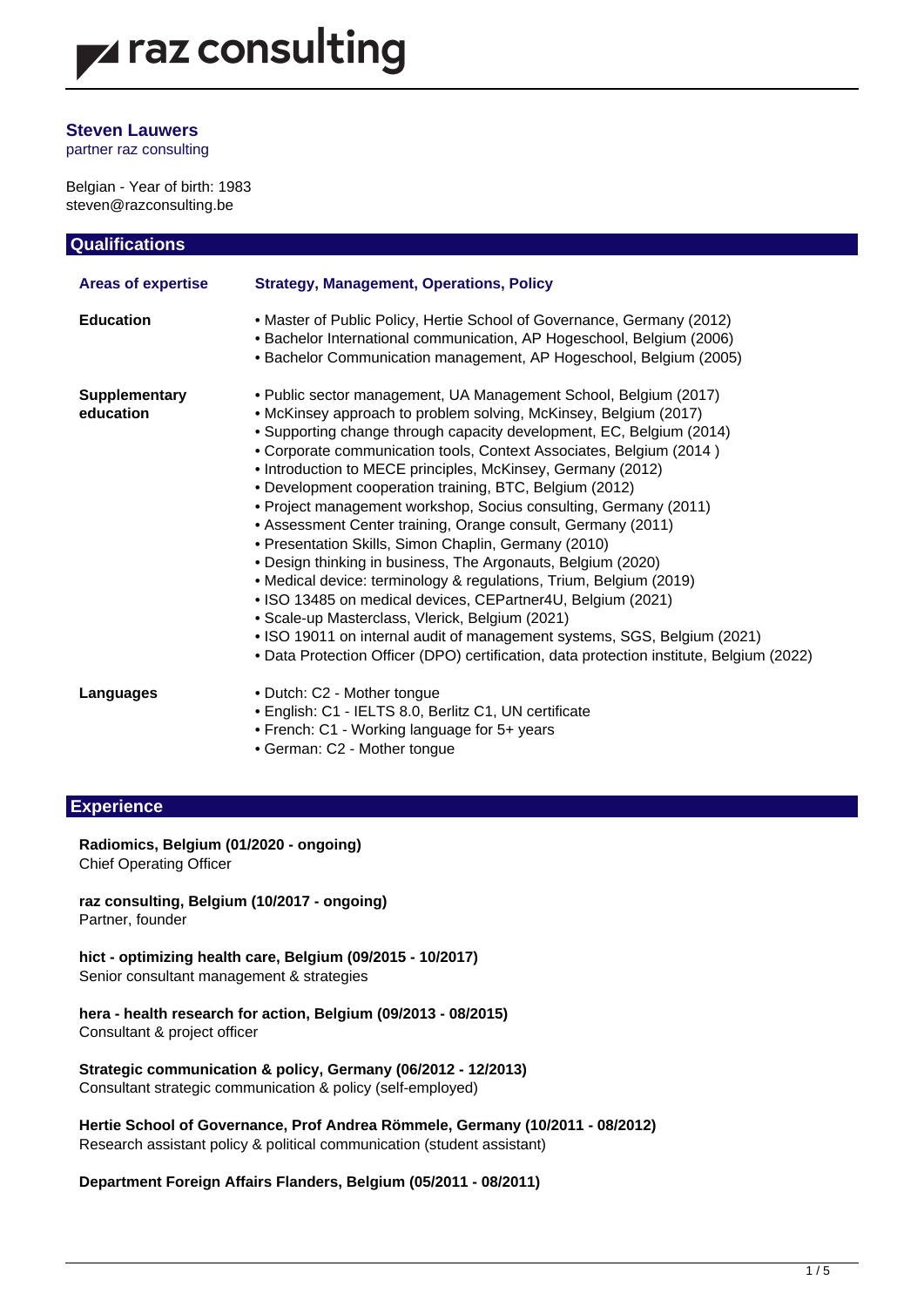raz consulting

# Steven Lauwers

partner raz consulting

Belgian - Year of birth: 1983
steven@razconsulting.be

## Qualifications

| | |
|---|---|
| **Areas of expertise** | **Strategy, Management, Operations, Policy** |
| **Education** | • Master of Public Policy, Hertie School of Governance, Germany (2012)<br>• Bachelor International communication, AP Hogeschool, Belgium (2006)<br>• Bachelor Communication management, AP Hogeschool, Belgium (2005) |
| **Supplementary education** | • Public sector management, UA Management School, Belgium (2017)<br>• McKinsey approach to problem solving, McKinsey, Belgium (2017)<br>• Supporting change through capacity development, EC, Belgium (2014)<br>• Corporate communication tools, Context Associates, Belgium (2014 )<br>• Introduction to MECE principles, McKinsey, Germany (2012)<br>• Development cooperation training, BTC, Belgium (2012)<br>• Project management workshop, Socius consulting, Germany (2011)<br>• Assessment Center training, Orange consult, Germany (2011)<br>• Presentation Skills, Simon Chaplin, Germany (2010)<br>• Design thinking in business, The Argonauts, Belgium (2020)<br>• Medical device: terminology & regulations, Trium, Belgium (2019)<br>• ISO 13485 on medical devices, CEPartner4U, Belgium (2021)<br>• Scale-up Masterclass, Vlerick, Belgium (2021)<br>• ISO 19011 on internal audit of management systems, SGS, Belgium (2021)<br>• Data Protection Officer (DPO) certification, data protection institute, Belgium (2022) |
| **Languages** | • Dutch: C2 - Mother tongue<br>• English: C1 - IELTS 8.0, Berlitz C1, UN certificate<br>• French: C1 - Working language for 5+ years<br>• German: C2 - Mother tongue |

## Experience

**Radiomics, Belgium (01/2020 - ongoing)**
Chief Operating Officer

**raz consulting, Belgium (10/2017 - ongoing)**
Partner, founder

**hict - optimizing health care, Belgium (09/2015 - 10/2017)**
Senior consultant management & strategies

**hera - health research for action, Belgium (09/2013 - 08/2015)**
Consultant & project officer

**Strategic communication & policy, Germany (06/2012 - 12/2013)**
Consultant strategic communication & policy (self-employed)

**Hertie School of Governance, Prof Andrea Römmele, Germany (10/2011 - 08/2012)**
Research assistant policy & political communication (student assistant)

**Department Foreign Affairs Flanders, Belgium (05/2011 - 08/2011)**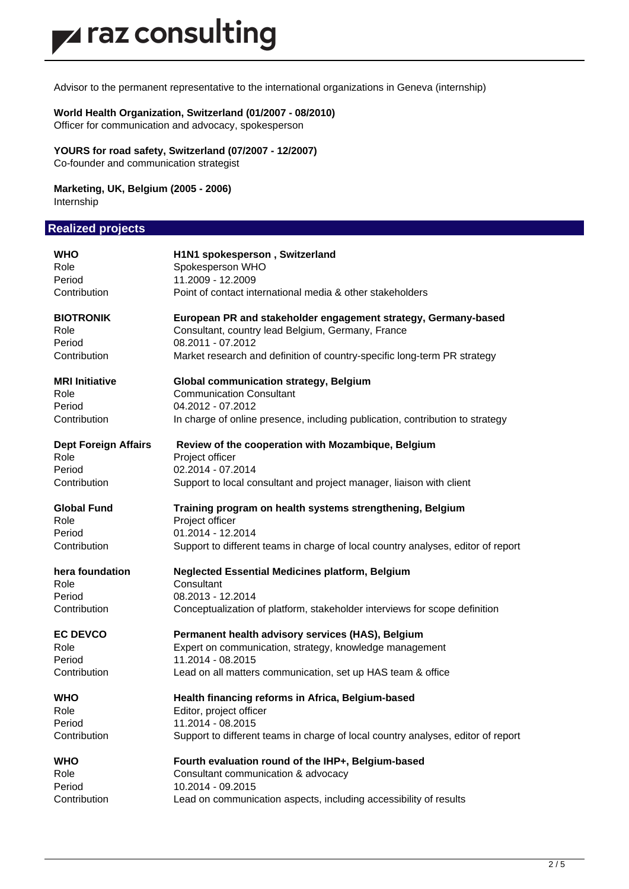Advisor to the permanent representative to the international organizations in Geneva (internship)

**World Health Organization, Switzerland (01/2007 - 08/2010)**
Officer for communication and advocacy, spokesperson

**YOURS for road safety, Switzerland (07/2007 - 12/2007)**
Co-founder and communication strategist

**Marketing, UK, Belgium (2005 - 2006)**
Internship

## Realized projects

| **WHO** | **H1N1 spokesperson , Switzerland** |
|---|---|
| Role | Spokesperson WHO |
| Period | 11.2009 - 12.2009 |
| Contribution | Point of contact international media & other stakeholders |

| **BIOTRONIK** | **European PR and stakeholder engagement strategy, Germany-based** |
|---|---|
| Role | Consultant, country lead Belgium, Germany, France |
| Period | 08.2011 - 07.2012 |
| Contribution | Market research and definition of country-specific long-term PR strategy |

| **MRI Initiative** | **Global communication strategy, Belgium** |
|---|---|
| Role | Communication Consultant |
| Period | 04.2012 - 07.2012 |
| Contribution | In charge of online presence, including publication, contribution to strategy |

| **Dept Foreign Affairs** | **Review of the cooperation with Mozambique, Belgium** |
|---|---|
| Role | Project officer |
| Period | 02.2014 - 07.2014 |
| Contribution | Support to local consultant and project manager, liaison with client |

| **Global Fund** | **Training program on health systems strengthening, Belgium** |
|---|---|
| Role | Project officer |
| Period | 01.2014 - 12.2014 |
| Contribution | Support to different teams in charge of local country analyses, editor of report |

| **hera foundation** | **Neglected Essential Medicines platform, Belgium** |
|---|---|
| Role | Consultant |
| Period | 08.2013 - 12.2014 |
| Contribution | Conceptualization of platform, stakeholder interviews for scope definition |

| **EC DEVCO** | **Permanent health advisory services (HAS), Belgium** |
|---|---|
| Role | Expert on communication, strategy, knowledge management |
| Period | 11.2014 - 08.2015 |
| Contribution | Lead on all matters communication, set up HAS team & office |

| **WHO** | **Health financing reforms in Africa, Belgium-based** |
|---|---|
| Role | Editor, project officer |
| Period | 11.2014 - 08.2015 |
| Contribution | Support to different teams in charge of local country analyses, editor of report |

| **WHO** | **Fourth evaluation round of the IHP+, Belgium-based** |
|---|---|
| Role | Consultant communication & advocacy |
| Period | 10.2014 - 09.2015 |
| Contribution | Lead on communication aspects, including accessibility of results |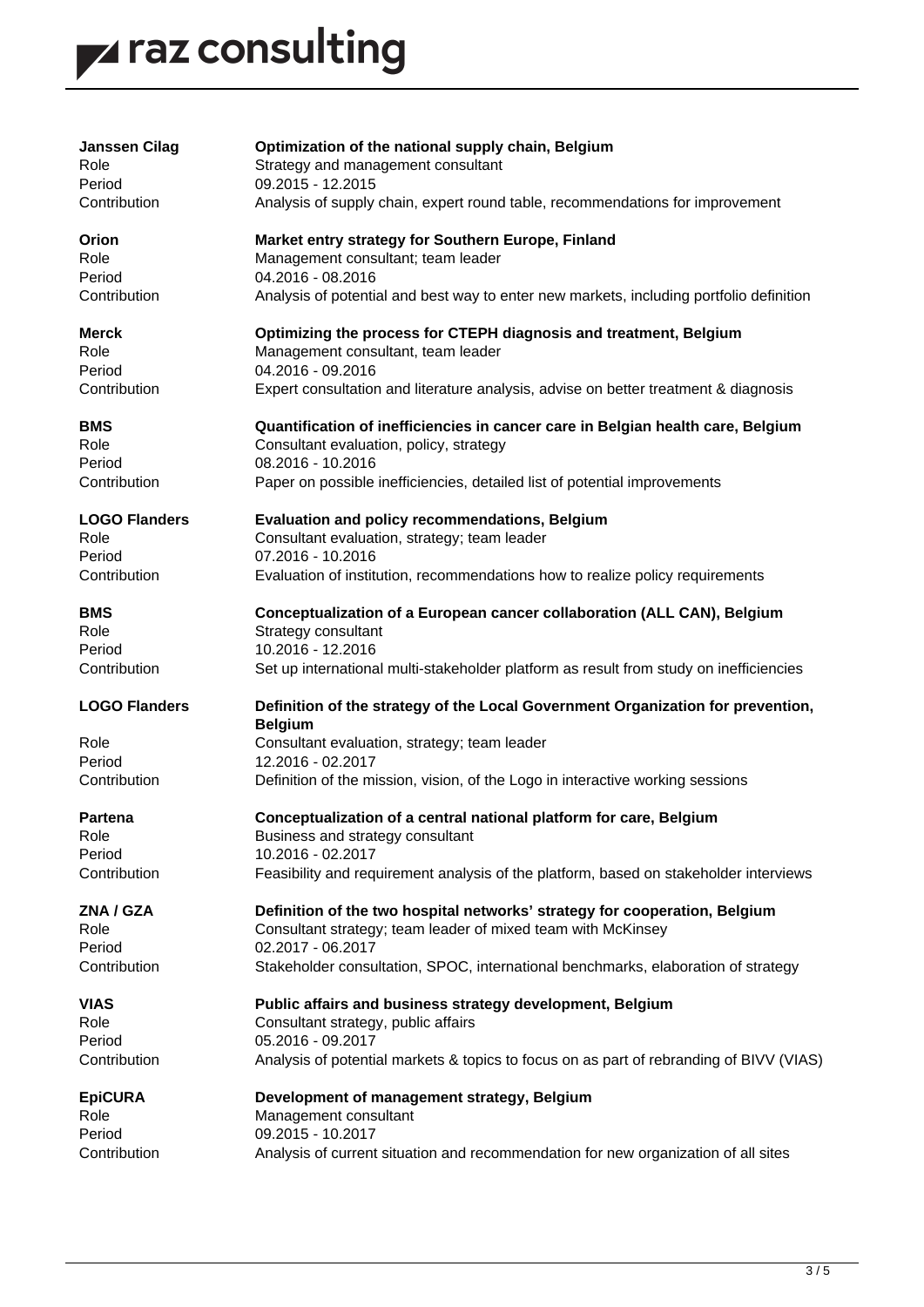**Janssen Cilag** — **Optimization of the national supply chain, Belgium**
Role: Strategy and management consultant
Period: 09.2015 - 12.2015
Contribution: Analysis of supply chain, expert round table, recommendations for improvement

**Orion** — **Market entry strategy for Southern Europe, Finland**
Role: Management consultant; team leader
Period: 04.2016 - 08.2016
Contribution: Analysis of potential and best way to enter new markets, including portfolio definition

**Merck** — **Optimizing the process for CTEPH diagnosis and treatment, Belgium**
Role: Management consultant, team leader
Period: 04.2016 - 09.2016
Contribution: Expert consultation and literature analysis, advise on better treatment & diagnosis

**BMS** — **Quantification of inefficiencies in cancer care in Belgian health care, Belgium**
Role: Consultant evaluation, policy, strategy
Period: 08.2016 - 10.2016
Contribution: Paper on possible inefficiencies, detailed list of potential improvements

**LOGO Flanders** — **Evaluation and policy recommendations, Belgium**
Role: Consultant evaluation, strategy; team leader
Period: 07.2016 - 10.2016
Contribution: Evaluation of institution, recommendations how to realize policy requirements

**BMS** — **Conceptualization of a European cancer collaboration (ALL CAN), Belgium**
Role: Strategy consultant
Period: 10.2016 - 12.2016
Contribution: Set up international multi-stakeholder platform as result from study on inefficiencies

**LOGO Flanders** — **Definition of the strategy of the Local Government Organization for prevention, Belgium**
Role: Consultant evaluation, strategy; team leader
Period: 12.2016 - 02.2017
Contribution: Definition of the mission, vision, of the Logo in interactive working sessions

**Partena** — **Conceptualization of a central national platform for care, Belgium**
Role: Business and strategy consultant
Period: 10.2016 - 02.2017
Contribution: Feasibility and requirement analysis of the platform, based on stakeholder interviews

**ZNA / GZA** — **Definition of the two hospital networks' strategy for cooperation, Belgium**
Role: Consultant strategy; team leader of mixed team with McKinsey
Period: 02.2017 - 06.2017
Contribution: Stakeholder consultation, SPOC, international benchmarks, elaboration of strategy

**VIAS** — **Public affairs and business strategy development, Belgium**
Role: Consultant strategy, public affairs
Period: 05.2016 - 09.2017
Contribution: Analysis of potential markets & topics to focus on as part of rebranding of BIVV (VIAS)

**EpiCURA** — **Development of management strategy, Belgium**
Role: Management consultant
Period: 09.2015 - 10.2017
Contribution: Analysis of current situation and recommendation for new organization of all sites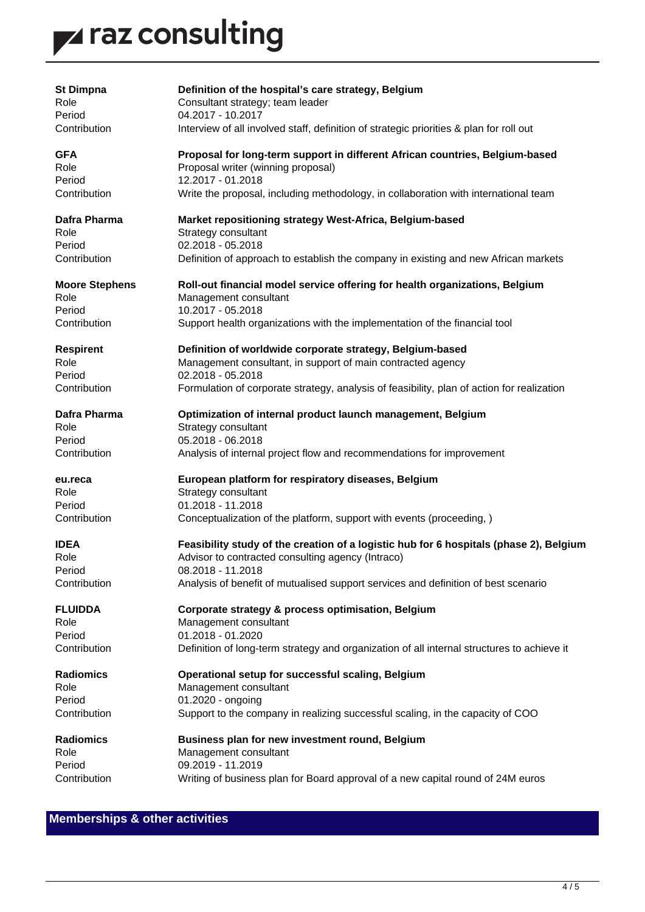| **St Dimpna** | **Definition of the hospital's care strategy, Belgium** |
|---|---|
| Role | Consultant strategy; team leader |
| Period | 04.2017 - 10.2017 |
| Contribution | Interview of all involved staff, definition of strategic priorities & plan for roll out |

| **GFA** | **Proposal for long-term support in different African countries, Belgium-based** |
|---|---|
| Role | Proposal writer (winning proposal) |
| Period | 12.2017 - 01.2018 |
| Contribution | Write the proposal, including methodology, in collaboration with international team |

| **Dafra Pharma** | **Market repositioning strategy West-Africa, Belgium-based** |
|---|---|
| Role | Strategy consultant |
| Period | 02.2018 - 05.2018 |
| Contribution | Definition of approach to establish the company in existing and new African markets |

| **Moore Stephens** | **Roll-out financial model service offering for health organizations, Belgium** |
|---|---|
| Role | Management consultant |
| Period | 10.2017 - 05.2018 |
| Contribution | Support health organizations with the implementation of the financial tool |

| **Respirent** | **Definition of worldwide corporate strategy, Belgium-based** |
|---|---|
| Role | Management consultant, in support of main contracted agency |
| Period | 02.2018 - 05.2018 |
| Contribution | Formulation of corporate strategy, analysis of feasibility, plan of action for realization |

| **Dafra Pharma** | **Optimization of internal product launch management, Belgium** |
|---|---|
| Role | Strategy consultant |
| Period | 05.2018 - 06.2018 |
| Contribution | Analysis of internal project flow and recommendations for improvement |

| **eu.reca** | **European platform for respiratory diseases, Belgium** |
|---|---|
| Role | Strategy consultant |
| Period | 01.2018 - 11.2018 |
| Contribution | Conceptualization of the platform, support with events (proceeding, ) |

| **IDEA** | **Feasibility study of the creation of a logistic hub for 6 hospitals (phase 2), Belgium** |
|---|---|
| Role | Advisor to contracted consulting agency (Intraco) |
| Period | 08.2018 - 11.2018 |
| Contribution | Analysis of benefit of mutualised support services and definition of best scenario |

| **FLUIDDA** | **Corporate strategy & process optimisation, Belgium** |
|---|---|
| Role | Management consultant |
| Period | 01.2018 - 01.2020 |
| Contribution | Definition of long-term strategy and organization of all internal structures to achieve it |

| **Radiomics** | **Operational setup for successful scaling, Belgium** |
|---|---|
| Role | Management consultant |
| Period | 01.2020 - ongoing |
| Contribution | Support to the company in realizing successful scaling, in the capacity of COO |

| **Radiomics** | **Business plan for new investment round, Belgium** |
|---|---|
| Role | Management consultant |
| Period | 09.2019 - 11.2019 |
| Contribution | Writing of business plan for Board approval of a new capital round of 24M euros |

## Memberships & other activities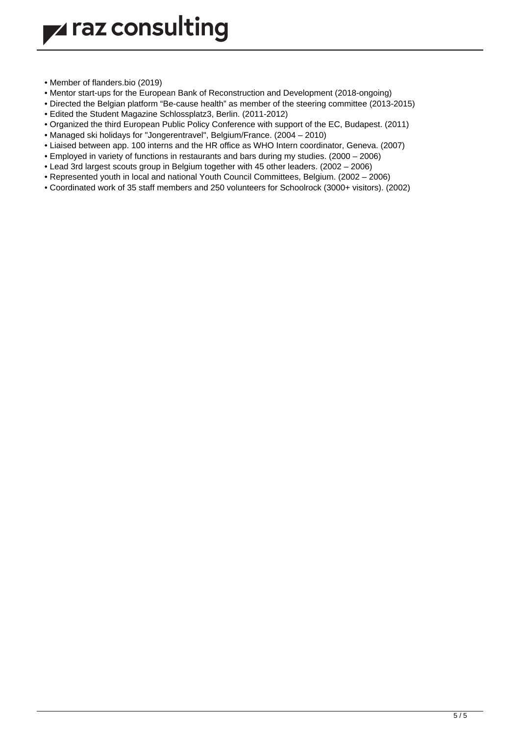- Member of flanders.bio (2019)
- Mentor start-ups for the European Bank of Reconstruction and Development (2018-ongoing)
- Directed the Belgian platform “Be-cause health” as member of the steering committee (2013-2015)
- Edited the Student Magazine Schlossplatz3, Berlin. (2011-2012)
- Organized the third European Public Policy Conference with support of the EC, Budapest. (2011)
- Managed ski holidays for "Jongerentravel", Belgium/France. (2004 – 2010)
- Liaised between app. 100 interns and the HR office as WHO Intern coordinator, Geneva. (2007)
- Employed in variety of functions in restaurants and bars during my studies. (2000 – 2006)
- Lead 3rd largest scouts group in Belgium together with 45 other leaders. (2002 – 2006)
- Represented youth in local and national Youth Council Committees, Belgium. (2002 – 2006)
- Coordinated work of 35 staff members and 250 volunteers for Schoolrock (3000+ visitors). (2002)